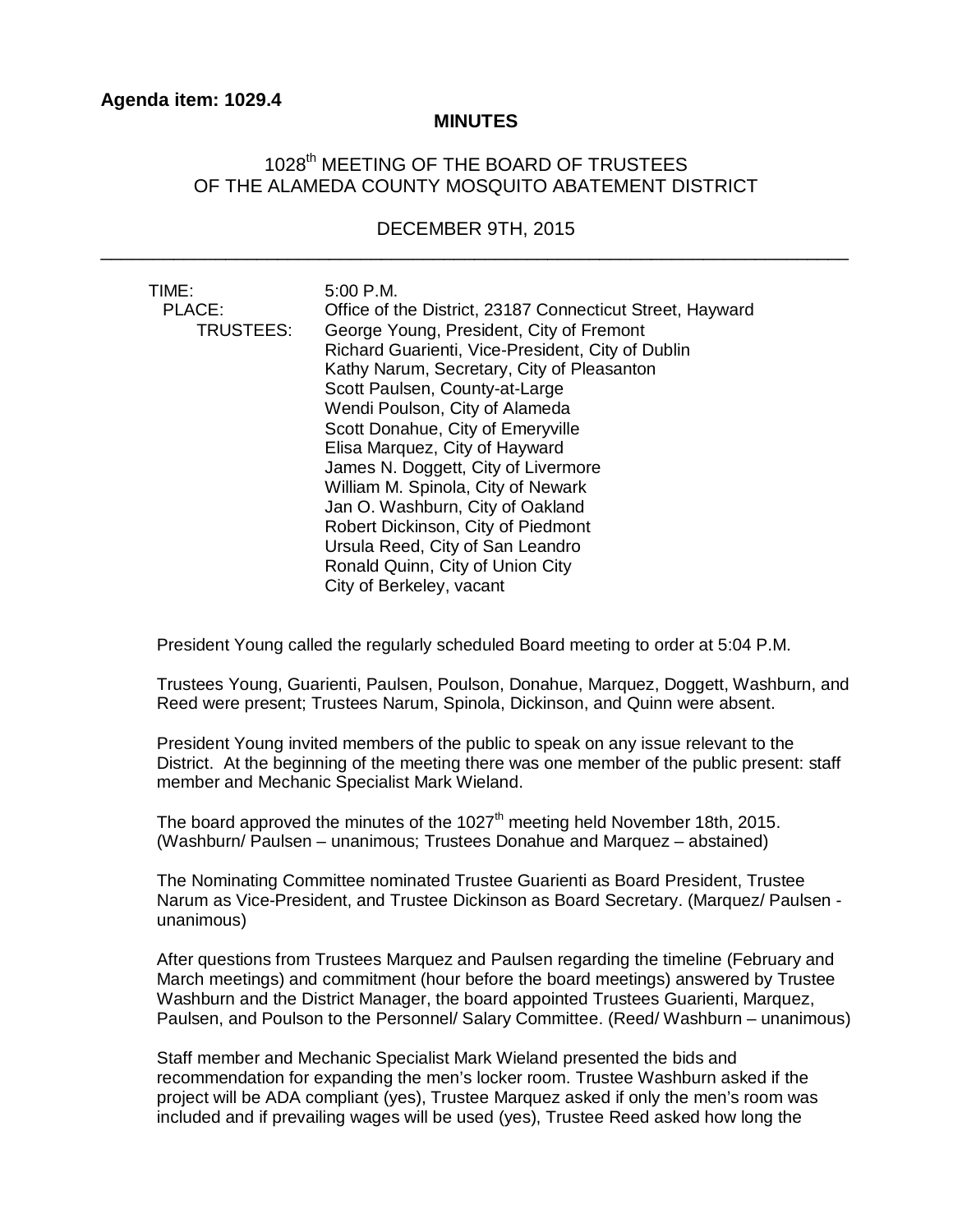**Agenda item: 1029.4**

# MINUTES

## 1028th MEETING OF THE BOARD OF TRUSTEES OF THE ALAMEDA COUNTY MOSQUITO ABATEMENT DISTRICT

## DECEMBER 9TH, 2015

---

TIME: 5:00 P.M.

PLACE: Office of the District, 23187 Connecticut Street, Hayward

TRUSTEES:
George Young, President, City of Fremont
Richard Guarienti, Vice-President, City of Dublin
Kathy Narum, Secretary, City of Pleasanton
Scott Paulsen, County-at-Large
Wendi Poulson, City of Alameda
Scott Donahue, City of Emeryville
Elisa Marquez, City of Hayward
James N. Doggett, City of Livermore
William M. Spinola, City of Newark
Jan O. Washburn, City of Oakland
Robert Dickinson, City of Piedmont
Ursula Reed, City of San Leandro
Ronald Quinn, City of Union City
City of Berkeley, vacant

President Young called the regularly scheduled Board meeting to order at 5:04 P.M.

Trustees Young, Guarienti, Paulsen, Poulson, Donahue, Marquez, Doggett, Washburn, and Reed were present; Trustees Narum, Spinola, Dickinson, and Quinn were absent.

President Young invited members of the public to speak on any issue relevant to the District. At the beginning of the meeting there was one member of the public present: staff member and Mechanic Specialist Mark Wieland.

The board approved the minutes of the 1027th meeting held November 18th, 2015. (Washburn/ Paulsen – unanimous; Trustees Donahue and Marquez – abstained)

The Nominating Committee nominated Trustee Guarienti as Board President, Trustee Narum as Vice-President, and Trustee Dickinson as Board Secretary. (Marquez/ Paulsen - unanimous)

After questions from Trustees Marquez and Paulsen regarding the timeline (February and March meetings) and commitment (hour before the board meetings) answered by Trustee Washburn and the District Manager, the board appointed Trustees Guarienti, Marquez, Paulsen, and Poulson to the Personnel/ Salary Committee. (Reed/ Washburn – unanimous)

Staff member and Mechanic Specialist Mark Wieland presented the bids and recommendation for expanding the men's locker room. Trustee Washburn asked if the project will be ADA compliant (yes), Trustee Marquez asked if only the men's room was included and if prevailing wages will be used (yes), Trustee Reed asked how long the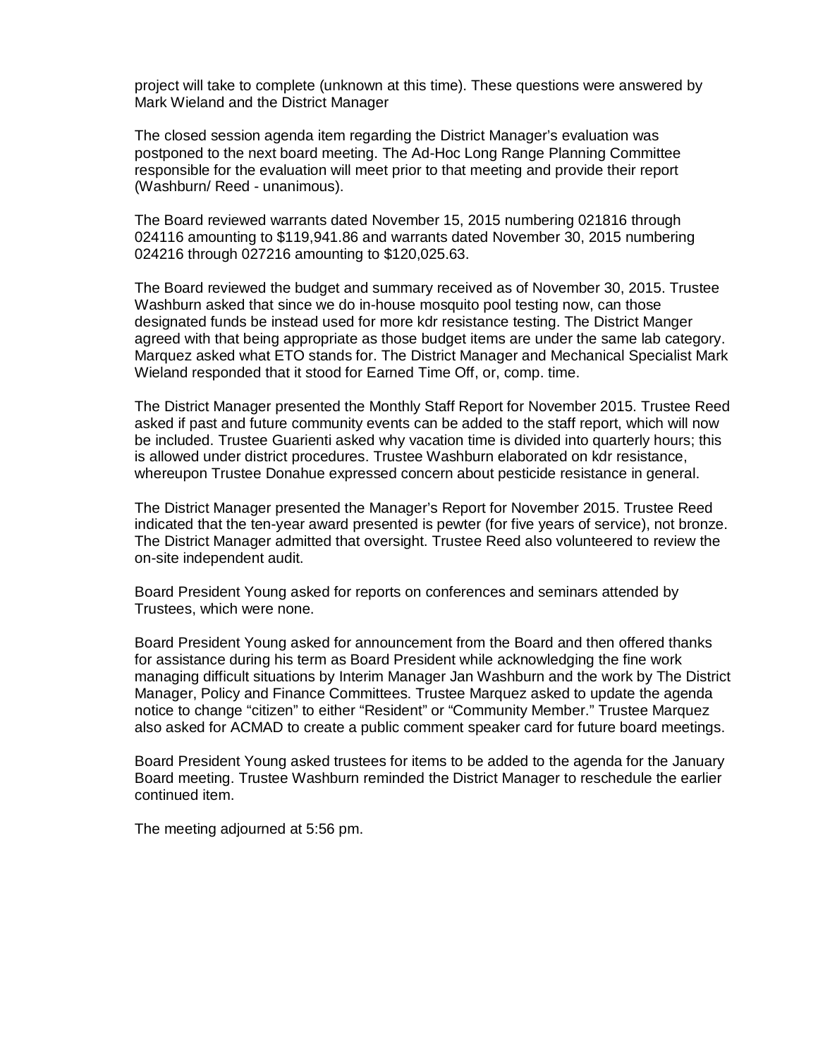project will take to complete (unknown at this time). These questions were answered by Mark Wieland and the District Manager

The closed session agenda item regarding the District Manager's evaluation was postponed to the next board meeting. The Ad-Hoc Long Range Planning Committee responsible for the evaluation will meet prior to that meeting and provide their report (Washburn/ Reed - unanimous).

The Board reviewed warrants dated November 15, 2015 numbering 021816 through 024116 amounting to $119,941.86 and warrants dated November 30, 2015 numbering 024216 through 027216 amounting to $120,025.63.

The Board reviewed the budget and summary received as of November 30, 2015. Trustee Washburn asked that since we do in-house mosquito pool testing now, can those designated funds be instead used for more kdr resistance testing. The District Manger agreed with that being appropriate as those budget items are under the same lab category. Marquez asked what ETO stands for. The District Manager and Mechanical Specialist Mark Wieland responded that it stood for Earned Time Off, or, comp. time.

The District Manager presented the Monthly Staff Report for November 2015. Trustee Reed asked if past and future community events can be added to the staff report, which will now be included. Trustee Guarienti asked why vacation time is divided into quarterly hours; this is allowed under district procedures. Trustee Washburn elaborated on kdr resistance, whereupon Trustee Donahue expressed concern about pesticide resistance in general.

The District Manager presented the Manager's Report for November 2015. Trustee Reed indicated that the ten-year award presented is pewter (for five years of service), not bronze. The District Manager admitted that oversight. Trustee Reed also volunteered to review the on-site independent audit.

Board President Young asked for reports on conferences and seminars attended by Trustees, which were none.

Board President Young asked for announcement from the Board and then offered thanks for assistance during his term as Board President while acknowledging the fine work managing difficult situations by Interim Manager Jan Washburn and the work by The District Manager, Policy and Finance Committees. Trustee Marquez asked to update the agenda notice to change "citizen" to either "Resident" or "Community Member." Trustee Marquez also asked for ACMAD to create a public comment speaker card for future board meetings.

Board President Young asked trustees for items to be added to the agenda for the January Board meeting. Trustee Washburn reminded the District Manager to reschedule the earlier continued item.

The meeting adjourned at 5:56 pm.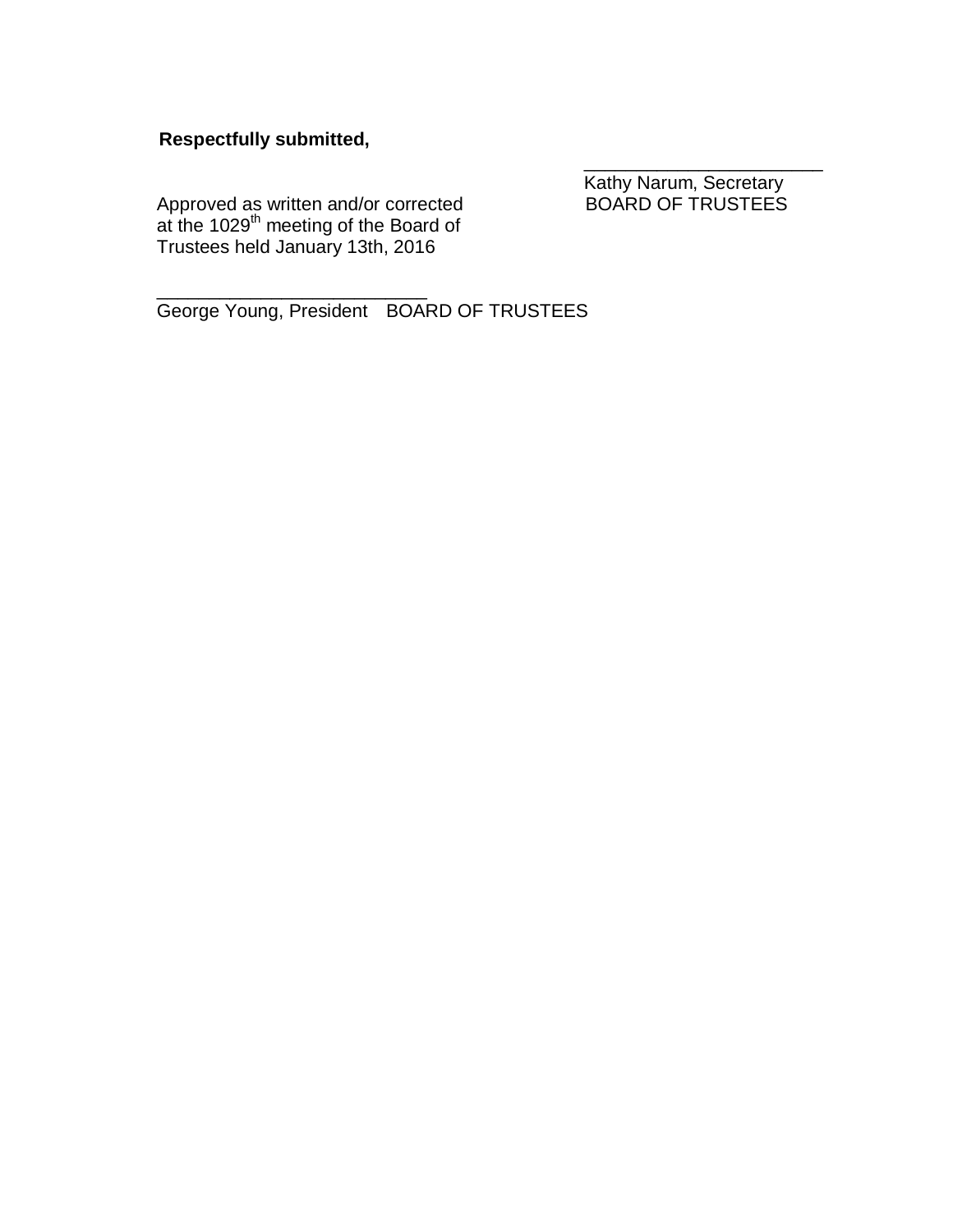**Respectfully submitted,**

_______________________

Kathy Narum, Secretary
BOARD OF TRUSTEES

Approved as written and/or corrected at the 1029th meeting of the Board of Trustees held January 13th, 2016

__________________________

George Young, President BOARD OF TRUSTEES